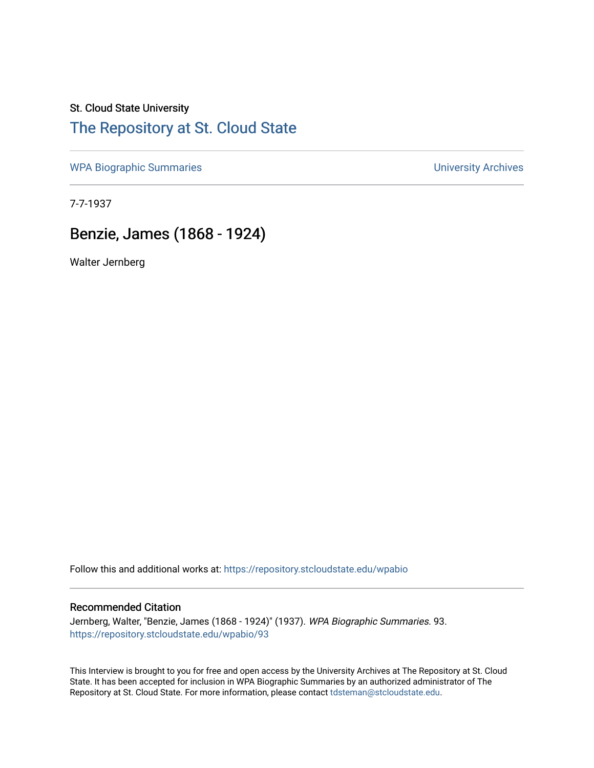St. Cloud State University

# The Repository at St. Cloud State

WPA Biographic Summaries

University Archives

7-7-1937

## Benzie, James (1868 - 1924)

Walter Jernberg

Follow this and additional works at: https://repository.stcloudstate.edu/wpabio

### Recommended Citation

Jernberg, Walter, "Benzie, James (1868 - 1924)" (1937). *WPA Biographic Summaries*. 93.
https://repository.stcloudstate.edu/wpabio/93

This Interview is brought to you for free and open access by the University Archives at The Repository at St. Cloud State. It has been accepted for inclusion in WPA Biographic Summaries by an authorized administrator of The Repository at St. Cloud State. For more information, please contact tdsteman@stcloudstate.edu.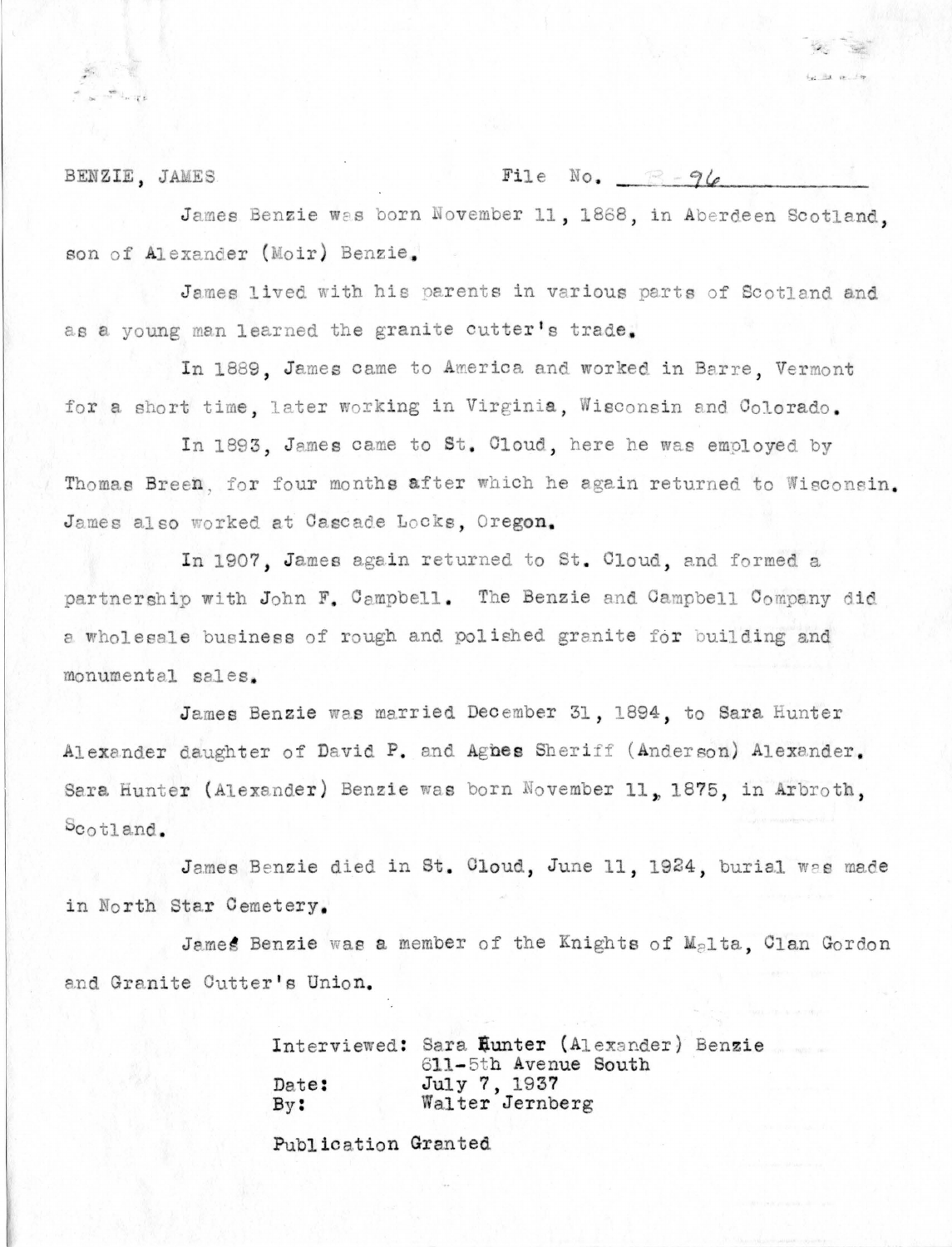BENZIE, JAMES File No. B-96

James Benzie was born November 11, 1868, in Aberdeen Scotland, son of Alexander (Moir) Benzie.

James lived with his parents in various parts of Scotland and as a young man learned the granite cutter's trade.

In 1889, James came to America and worked in Barre, Vermont for a short time, later working in Virginia, Wisconsin and Colorado.

In 1893, James came to St. Cloud, here he was employed by Thomas Breen, for four months after which he again returned to Wisconsin. James also worked at Cascade Locks, Oregon.

In 1907, James again returned to St. Cloud, and formed a partnership with John F. Campbell. The Benzie and Campbell Company did a wholesale business of rough and polished granite for building and monumental sales.

James Benzie was married December 31, 1894, to Sara Hunter Alexander daughter of David P. and Agnes Sheriff (Anderson) Alexander. Sara Hunter (Alexander) Benzie was born November 11, 1875, in Arbroth, Scotland.

James Benzie died in St. Cloud, June 11, 1924, burial was made in North Star Cemetery.

James Benzie was a member of the Knights of Malta, Clan Gordon and Granite Cutter's Union.

Interviewed: Sara Hunter (Alexander) Benzie
611-5th Avenue South
Date: July 7, 1937
By: Walter Jernberg

Publication Granted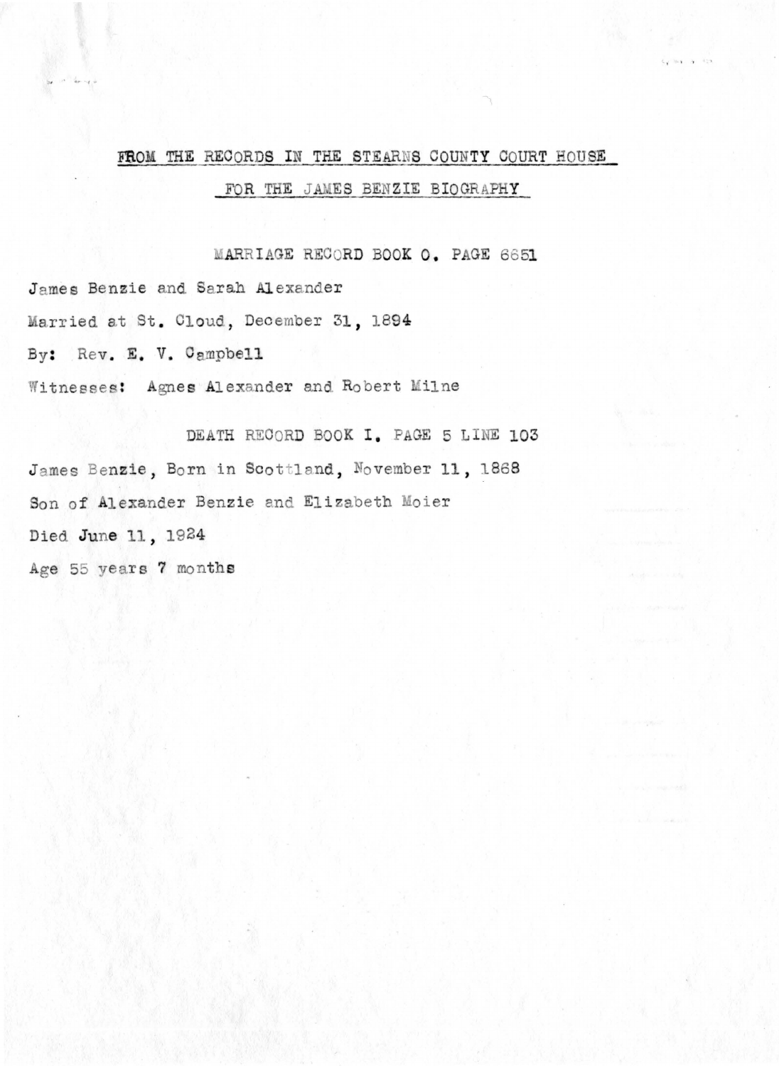## FROM THE RECORDS IN THE STEARNS COUNTY COURT HOUSE

## FOR THE JAMES BENZIE BIOGRAPHY

### MARRIAGE RECORD BOOK O. PAGE 6651

James Benzie and Sarah Alexander

Married at St. Cloud, December 31, 1894

By: Rev. E. V. Campbell

Witnesses: Agnes Alexander and Robert Milne

### DEATH RECORD BOOK I. PAGE 5 LINE 103

James Benzie, Born in Scottland, November 11, 1868

Son of Alexander Benzie and Elizabeth Moier

Died June 11, 1924

Age 55 years 7 months